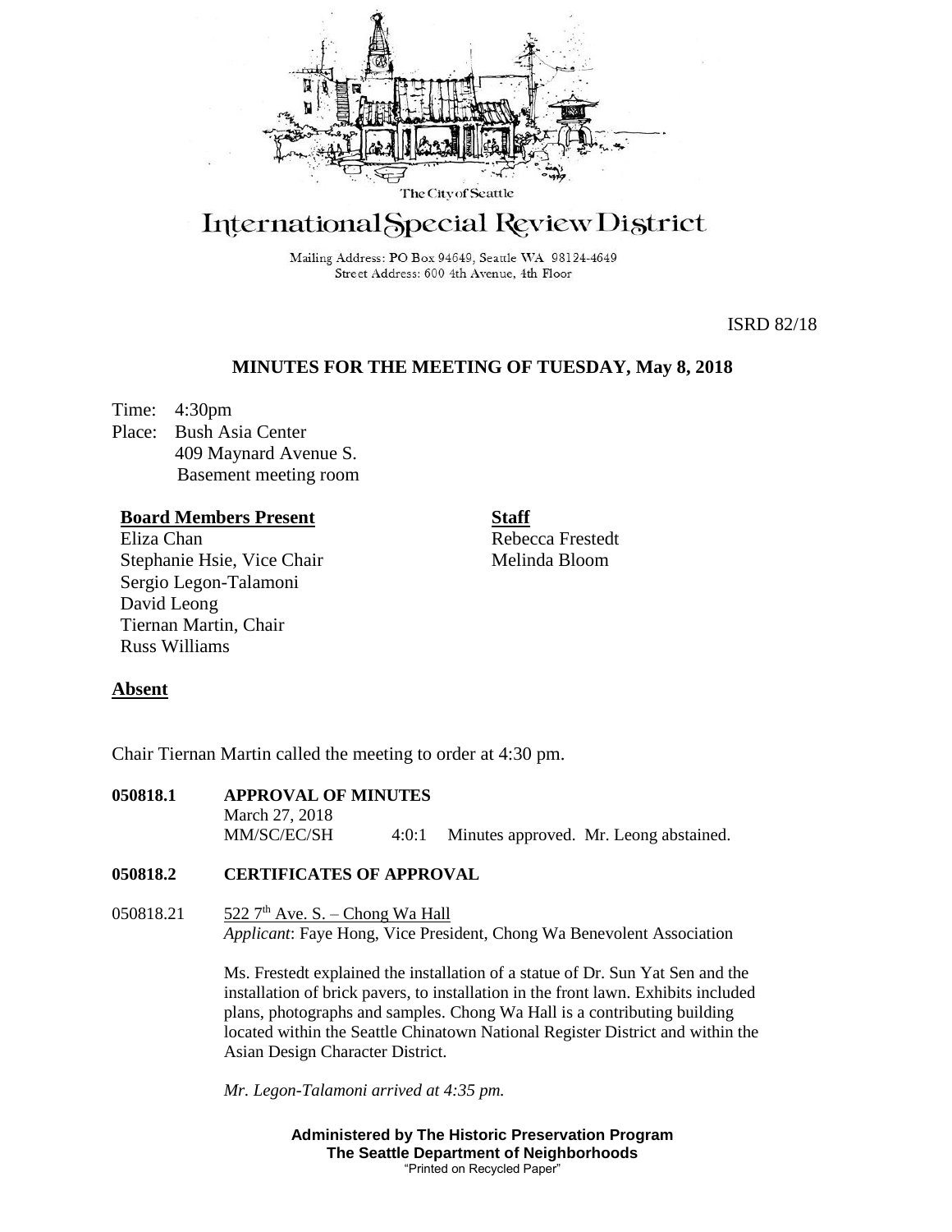The City of Seattle

# International Special Review District

Mailing Address: PO Box 94649, Seattle WA 98124-4649
Street Address: 600 4th Avenue, 4th Floor

ISRD 82/18

## MINUTES FOR THE MEETING OF TUESDAY, May 8, 2018

Time: 4:30pm
Place: Bush Asia Center
409 Maynard Avenue S.
Basement meeting room

**Board Members Present**
Eliza Chan
Stephanie Hsie, Vice Chair
Sergio Legon-Talamoni
David Leong
Tiernan Martin, Chair
Russ Williams

**Staff**
Rebecca Frestedt
Melinda Bloom

**Absent**

Chair Tiernan Martin called the meeting to order at 4:30 pm.

**050818.1 APPROVAL OF MINUTES**

March 27, 2018
MM/SC/EC/SH 4:0:1 Minutes approved. Mr. Leong abstained.

**050818.2 CERTIFICATES OF APPROVAL**

050818.21 522 7th Ave. S. – Chong Wa Hall
*Applicant*: Faye Hong, Vice President, Chong Wa Benevolent Association

Ms. Frestedt explained the installation of a statue of Dr. Sun Yat Sen and the installation of brick pavers, to installation in the front lawn. Exhibits included plans, photographs and samples. Chong Wa Hall is a contributing building located within the Seattle Chinatown National Register District and within the Asian Design Character District.

*Mr. Legon-Talamoni arrived at 4:35 pm.*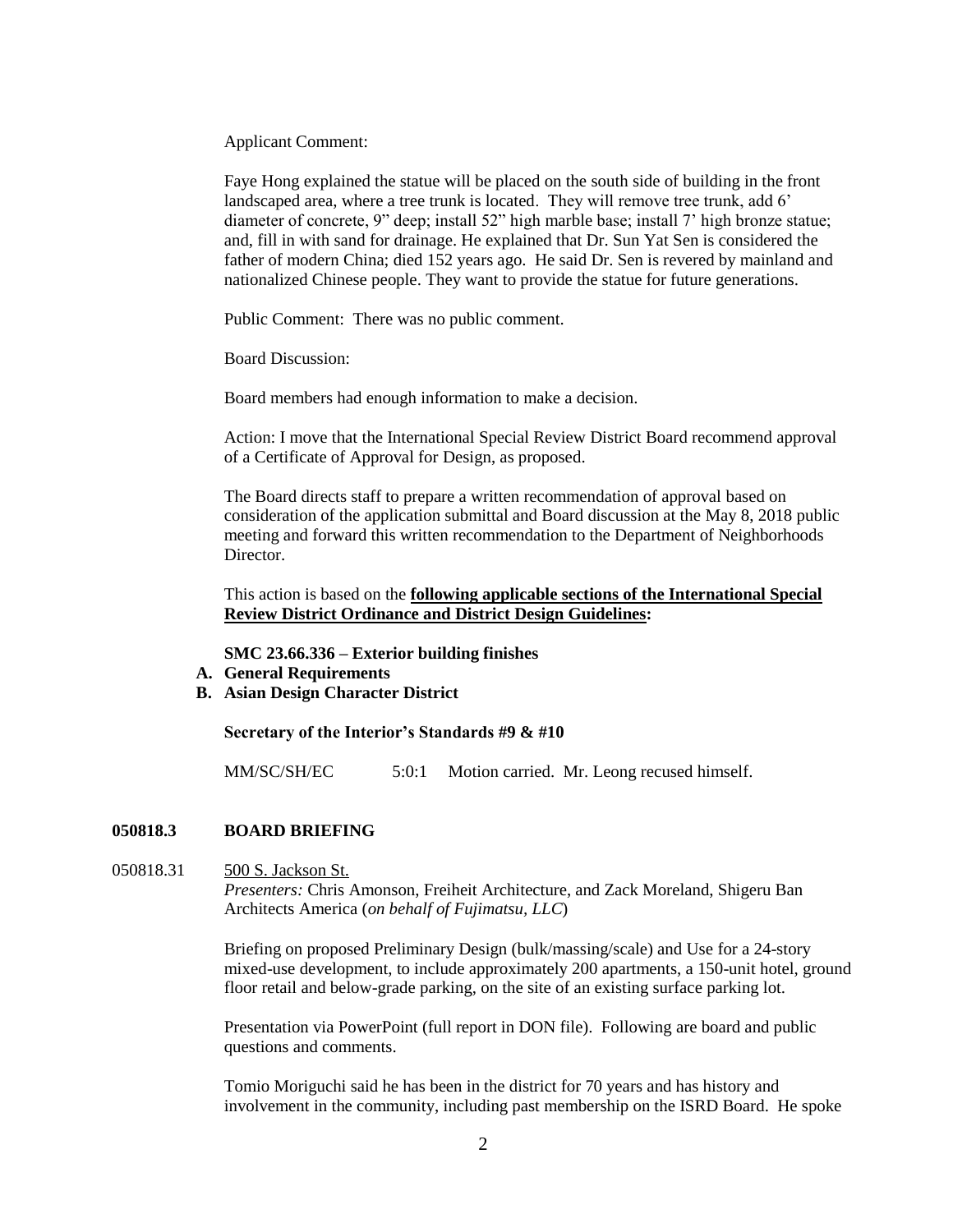Applicant Comment:

Faye Hong explained the statue will be placed on the south side of building in the front landscaped area, where a tree trunk is located. They will remove tree trunk, add 6' diameter of concrete, 9" deep; install 52" high marble base; install 7' high bronze statue; and, fill in with sand for drainage. He explained that Dr. Sun Yat Sen is considered the father of modern China; died 152 years ago. He said Dr. Sen is revered by mainland and nationalized Chinese people. They want to provide the statue for future generations.

Public Comment: There was no public comment.

Board Discussion:

Board members had enough information to make a decision.

Action: I move that the International Special Review District Board recommend approval of a Certificate of Approval for Design, as proposed.

The Board directs staff to prepare a written recommendation of approval based on consideration of the application submittal and Board discussion at the May 8, 2018 public meeting and forward this written recommendation to the Department of Neighborhoods Director.

This action is based on the **following applicable sections of the International Special Review District Ordinance and District Design Guidelines:**

**SMC 23.66.336 – Exterior building finishes**

**A. General Requirements**

**B. Asian Design Character District**

**Secretary of the Interior's Standards #9 & #10**

MM/SC/SH/EC 5:0:1 Motion carried. Mr. Leong recused himself.

## 050818.3 BOARD BRIEFING

050818.31 500 S. Jackson St.

*Presenters:* Chris Amonson, Freiheit Architecture, and Zack Moreland, Shigeru Ban Architects America (*on behalf of Fujimatsu, LLC*)

Briefing on proposed Preliminary Design (bulk/massing/scale) and Use for a 24-story mixed-use development, to include approximately 200 apartments, a 150-unit hotel, ground floor retail and below-grade parking, on the site of an existing surface parking lot.

Presentation via PowerPoint (full report in DON file). Following are board and public questions and comments.

Tomio Moriguchi said he has been in the district for 70 years and has history and involvement in the community, including past membership on the ISRD Board. He spoke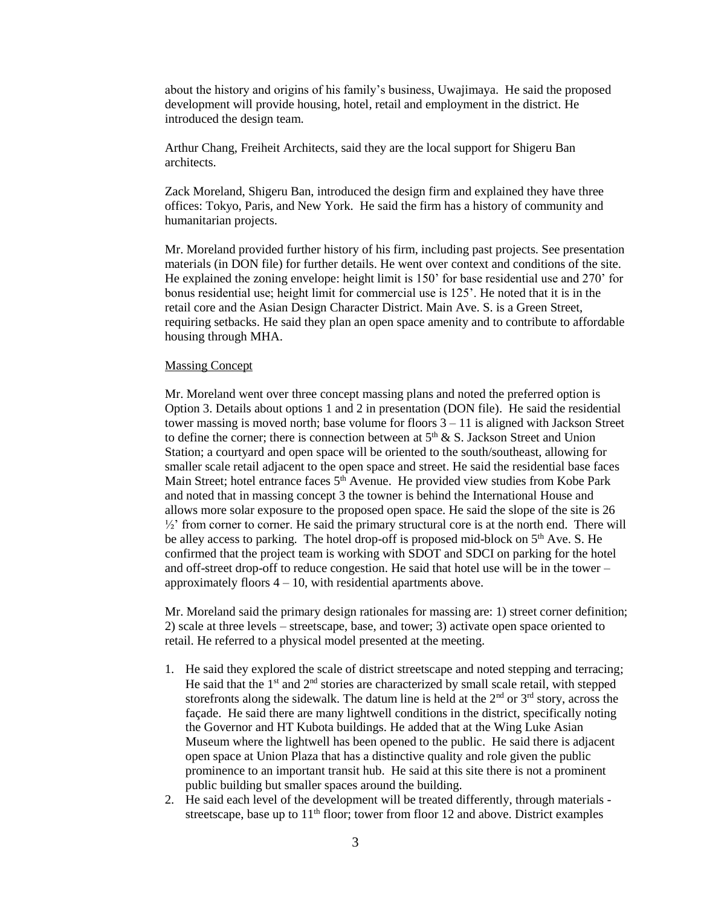about the history and origins of his family's business, Uwajimaya. He said the proposed development will provide housing, hotel, retail and employment in the district. He introduced the design team.

Arthur Chang, Freiheit Architects, said they are the local support for Shigeru Ban architects.

Zack Moreland, Shigeru Ban, introduced the design firm and explained they have three offices: Tokyo, Paris, and New York. He said the firm has a history of community and humanitarian projects.

Mr. Moreland provided further history of his firm, including past projects. See presentation materials (in DON file) for further details. He went over context and conditions of the site. He explained the zoning envelope: height limit is 150' for base residential use and 270' for bonus residential use; height limit for commercial use is 125'. He noted that it is in the retail core and the Asian Design Character District. Main Ave. S. is a Green Street, requiring setbacks. He said they plan an open space amenity and to contribute to affordable housing through MHA.

Massing Concept

Mr. Moreland went over three concept massing plans and noted the preferred option is Option 3. Details about options 1 and 2 in presentation (DON file). He said the residential tower massing is moved north; base volume for floors 3 – 11 is aligned with Jackson Street to define the corner; there is connection between at 5th & S. Jackson Street and Union Station; a courtyard and open space will be oriented to the south/southeast, allowing for smaller scale retail adjacent to the open space and street. He said the residential base faces Main Street; hotel entrance faces 5th Avenue. He provided view studies from Kobe Park and noted that in massing concept 3 the towner is behind the International House and allows more solar exposure to the proposed open space. He said the slope of the site is 26 ½' from corner to corner. He said the primary structural core is at the north end. There will be alley access to parking. The hotel drop-off is proposed mid-block on 5th Ave. S. He confirmed that the project team is working with SDOT and SDCI on parking for the hotel and off-street drop-off to reduce congestion. He said that hotel use will be in the tower – approximately floors 4 – 10, with residential apartments above.

Mr. Moreland said the primary design rationales for massing are: 1) street corner definition; 2) scale at three levels – streetscape, base, and tower; 3) activate open space oriented to retail. He referred to a physical model presented at the meeting.

1. He said they explored the scale of district streetscape and noted stepping and terracing; He said that the 1st and 2nd stories are characterized by small scale retail, with stepped storefronts along the sidewalk. The datum line is held at the 2nd or 3rd story, across the façade. He said there are many lightwell conditions in the district, specifically noting the Governor and HT Kubota buildings. He added that at the Wing Luke Asian Museum where the lightwell has been opened to the public. He said there is adjacent open space at Union Plaza that has a distinctive quality and role given the public prominence to an important transit hub. He said at this site there is not a prominent public building but smaller spaces around the building.
2. He said each level of the development will be treated differently, through materials - streetscape, base up to 11th floor; tower from floor 12 and above. District examples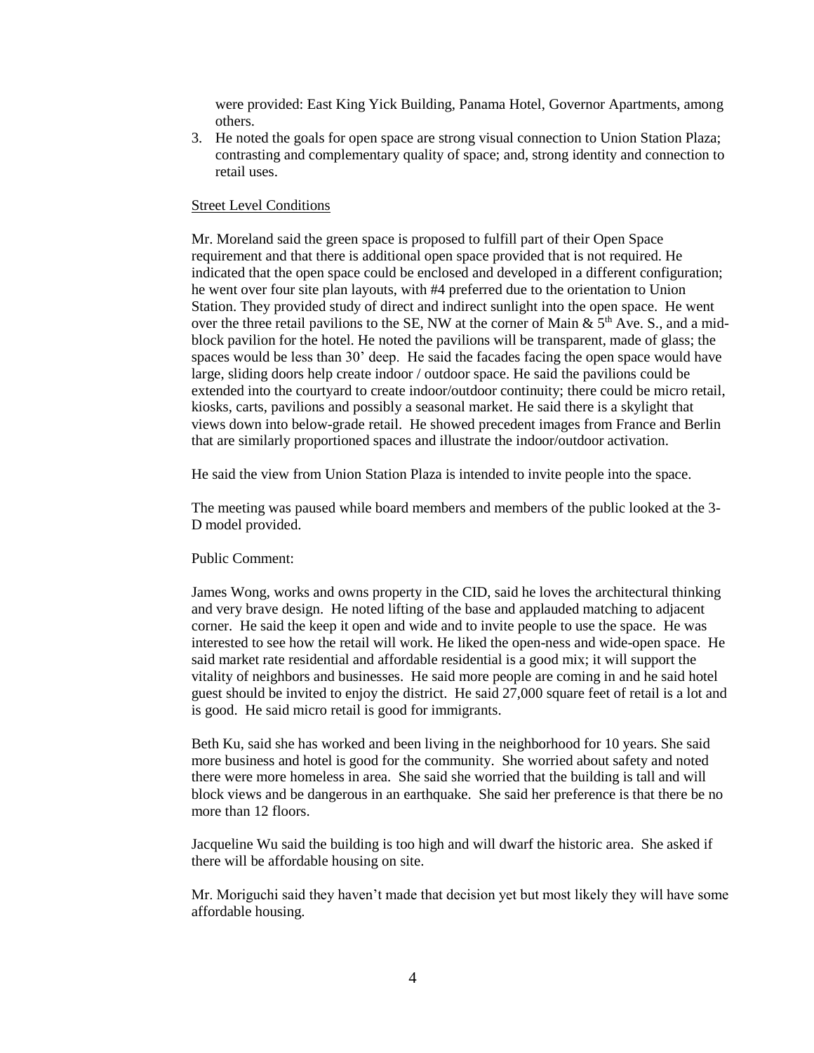were provided: East King Yick Building, Panama Hotel, Governor Apartments, among others.

3. He noted the goals for open space are strong visual connection to Union Station Plaza; contrasting and complementary quality of space; and, strong identity and connection to retail uses.

Street Level Conditions

Mr. Moreland said the green space is proposed to fulfill part of their Open Space requirement and that there is additional open space provided that is not required. He indicated that the open space could be enclosed and developed in a different configuration; he went over four site plan layouts, with #4 preferred due to the orientation to Union Station. They provided study of direct and indirect sunlight into the open space. He went over the three retail pavilions to the SE, NW at the corner of Main & 5th Ave. S., and a mid-block pavilion for the hotel. He noted the pavilions will be transparent, made of glass; the spaces would be less than 30' deep. He said the facades facing the open space would have large, sliding doors help create indoor / outdoor space. He said the pavilions could be extended into the courtyard to create indoor/outdoor continuity; there could be micro retail, kiosks, carts, pavilions and possibly a seasonal market. He said there is a skylight that views down into below-grade retail. He showed precedent images from France and Berlin that are similarly proportioned spaces and illustrate the indoor/outdoor activation.

He said the view from Union Station Plaza is intended to invite people into the space.

The meeting was paused while board members and members of the public looked at the 3-D model provided.

Public Comment:

James Wong, works and owns property in the CID, said he loves the architectural thinking and very brave design. He noted lifting of the base and applauded matching to adjacent corner. He said the keep it open and wide and to invite people to use the space. He was interested to see how the retail will work. He liked the open-ness and wide-open space. He said market rate residential and affordable residential is a good mix; it will support the vitality of neighbors and businesses. He said more people are coming in and he said hotel guest should be invited to enjoy the district. He said 27,000 square feet of retail is a lot and is good. He said micro retail is good for immigrants.

Beth Ku, said she has worked and been living in the neighborhood for 10 years. She said more business and hotel is good for the community. She worried about safety and noted there were more homeless in area. She said she worried that the building is tall and will block views and be dangerous in an earthquake. She said her preference is that there be no more than 12 floors.

Jacqueline Wu said the building is too high and will dwarf the historic area. She asked if there will be affordable housing on site.

Mr. Moriguchi said they haven't made that decision yet but most likely they will have some affordable housing.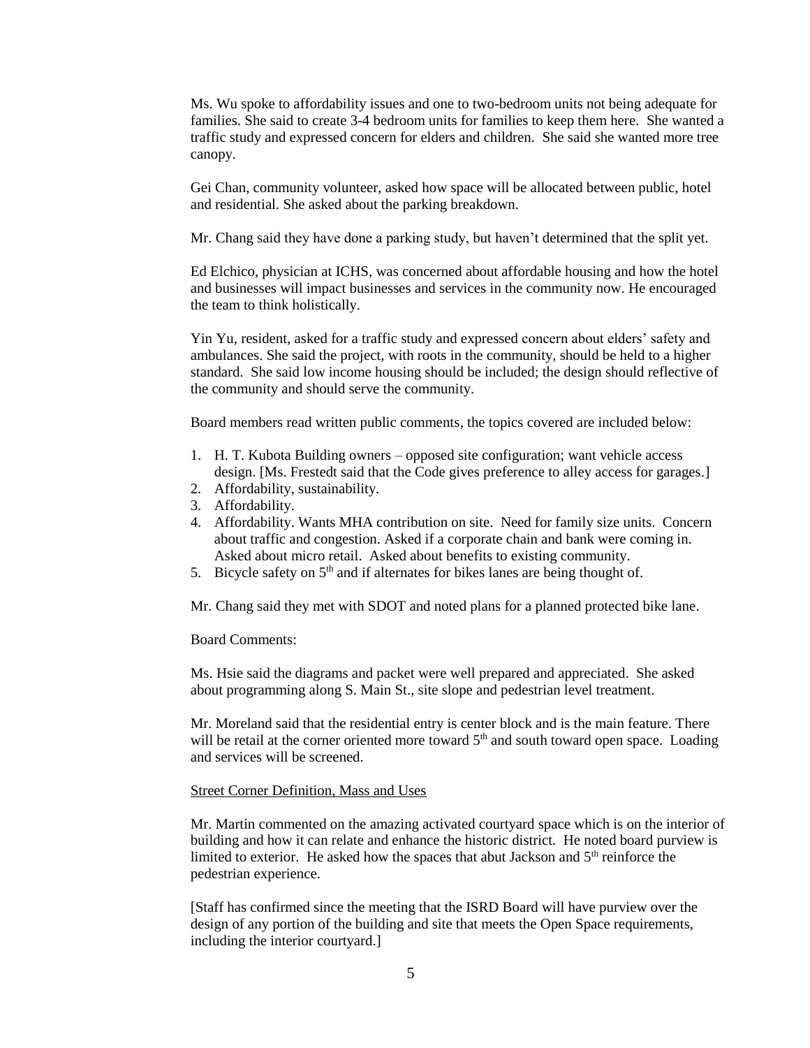Ms. Wu spoke to affordability issues and one to two-bedroom units not being adequate for families. She said to create 3-4 bedroom units for families to keep them here. She wanted a traffic study and expressed concern for elders and children. She said she wanted more tree canopy.

Gei Chan, community volunteer, asked how space will be allocated between public, hotel and residential. She asked about the parking breakdown.

Mr. Chang said they have done a parking study, but haven't determined that the split yet.

Ed Elchico, physician at ICHS, was concerned about affordable housing and how the hotel and businesses will impact businesses and services in the community now. He encouraged the team to think holistically.

Yin Yu, resident, asked for a traffic study and expressed concern about elders' safety and ambulances. She said the project, with roots in the community, should be held to a higher standard. She said low income housing should be included; the design should reflective of the community and should serve the community.

Board members read written public comments, the topics covered are included below:

1. H. T. Kubota Building owners – opposed site configuration; want vehicle access design. [Ms. Frestedt said that the Code gives preference to alley access for garages.]
2. Affordability, sustainability.
3. Affordability.
4. Affordability. Wants MHA contribution on site. Need for family size units. Concern about traffic and congestion. Asked if a corporate chain and bank were coming in. Asked about micro retail. Asked about benefits to existing community.
5. Bicycle safety on 5th and if alternates for bikes lanes are being thought of.

Mr. Chang said they met with SDOT and noted plans for a planned protected bike lane.

Board Comments:

Ms. Hsie said the diagrams and packet were well prepared and appreciated. She asked about programming along S. Main St., site slope and pedestrian level treatment.

Mr. Moreland said that the residential entry is center block and is the main feature. There will be retail at the corner oriented more toward 5th and south toward open space. Loading and services will be screened.

Street Corner Definition, Mass and Uses

Mr. Martin commented on the amazing activated courtyard space which is on the interior of building and how it can relate and enhance the historic district. He noted board purview is limited to exterior. He asked how the spaces that abut Jackson and 5th reinforce the pedestrian experience.

[Staff has confirmed since the meeting that the ISRD Board will have purview over the design of any portion of the building and site that meets the Open Space requirements, including the interior courtyard.]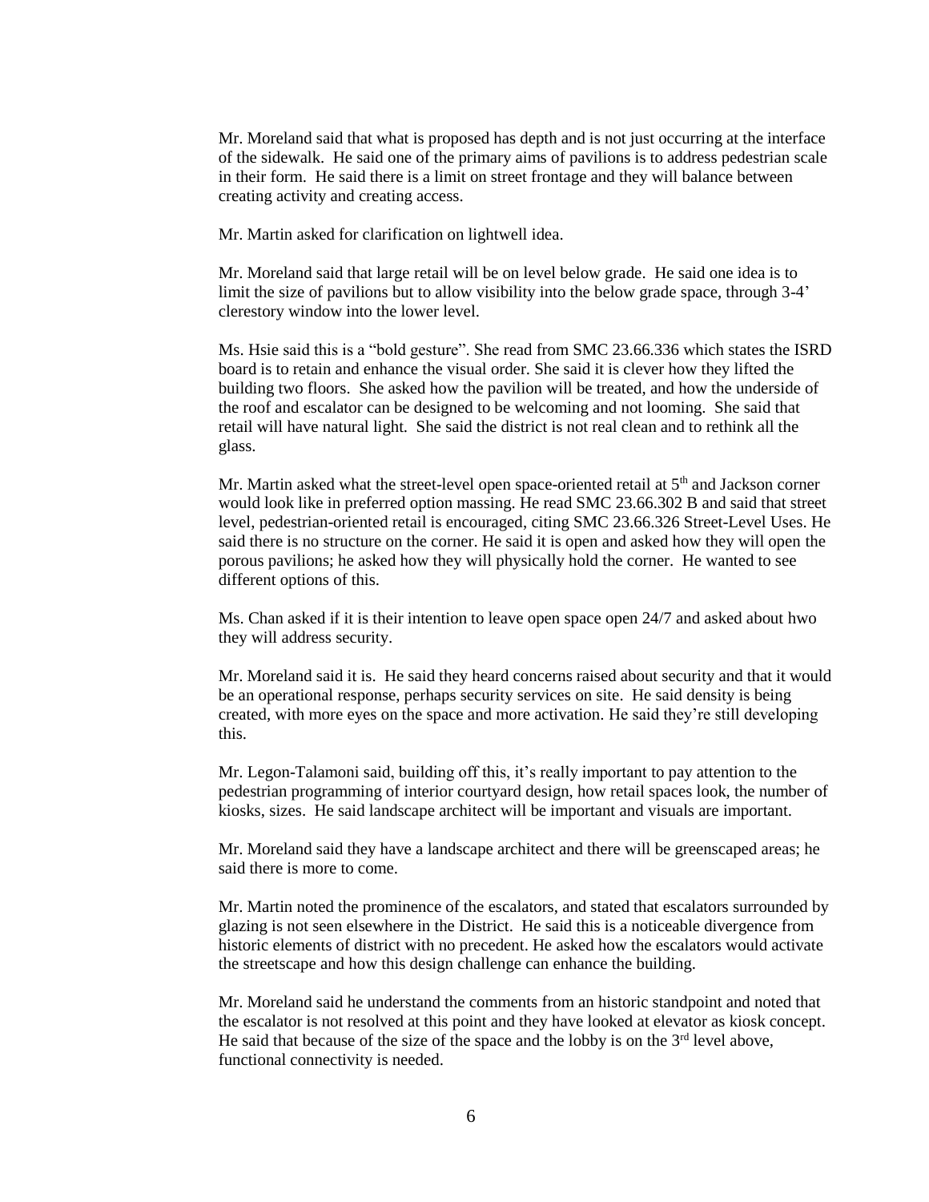Mr. Moreland said that what is proposed has depth and is not just occurring at the interface of the sidewalk. He said one of the primary aims of pavilions is to address pedestrian scale in their form. He said there is a limit on street frontage and they will balance between creating activity and creating access.

Mr. Martin asked for clarification on lightwell idea.

Mr. Moreland said that large retail will be on level below grade. He said one idea is to limit the size of pavilions but to allow visibility into the below grade space, through 3-4' clerestory window into the lower level.

Ms. Hsie said this is a "bold gesture". She read from SMC 23.66.336 which states the ISRD board is to retain and enhance the visual order. She said it is clever how they lifted the building two floors. She asked how the pavilion will be treated, and how the underside of the roof and escalator can be designed to be welcoming and not looming. She said that retail will have natural light. She said the district is not real clean and to rethink all the glass.

Mr. Martin asked what the street-level open space-oriented retail at 5th and Jackson corner would look like in preferred option massing. He read SMC 23.66.302 B and said that street level, pedestrian-oriented retail is encouraged, citing SMC 23.66.326 Street-Level Uses. He said there is no structure on the corner. He said it is open and asked how they will open the porous pavilions; he asked how they will physically hold the corner. He wanted to see different options of this.

Ms. Chan asked if it is their intention to leave open space open 24/7 and asked about hwo they will address security.

Mr. Moreland said it is. He said they heard concerns raised about security and that it would be an operational response, perhaps security services on site. He said density is being created, with more eyes on the space and more activation. He said they're still developing this.

Mr. Legon-Talamoni said, building off this, it's really important to pay attention to the pedestrian programming of interior courtyard design, how retail spaces look, the number of kiosks, sizes. He said landscape architect will be important and visuals are important.

Mr. Moreland said they have a landscape architect and there will be greenscaped areas; he said there is more to come.

Mr. Martin noted the prominence of the escalators, and stated that escalators surrounded by glazing is not seen elsewhere in the District. He said this is a noticeable divergence from historic elements of district with no precedent. He asked how the escalators would activate the streetscape and how this design challenge can enhance the building.

Mr. Moreland said he understand the comments from an historic standpoint and noted that the escalator is not resolved at this point and they have looked at elevator as kiosk concept. He said that because of the size of the space and the lobby is on the 3rd level above, functional connectivity is needed.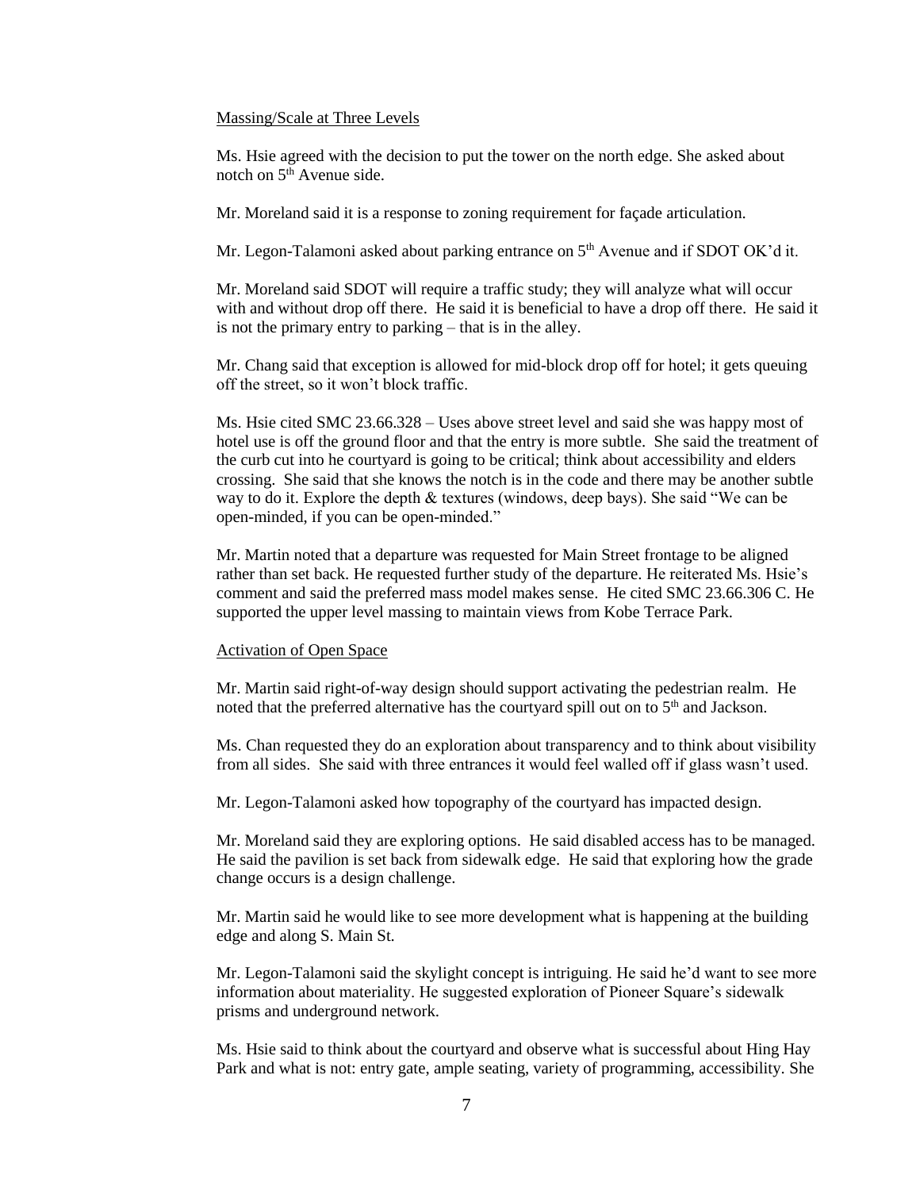Massing/Scale at Three Levels

Ms. Hsie agreed with the decision to put the tower on the north edge. She asked about notch on 5th Avenue side.

Mr. Moreland said it is a response to zoning requirement for façade articulation.

Mr. Legon-Talamoni asked about parking entrance on 5th Avenue and if SDOT OK'd it.

Mr. Moreland said SDOT will require a traffic study; they will analyze what will occur with and without drop off there. He said it is beneficial to have a drop off there. He said it is not the primary entry to parking – that is in the alley.

Mr. Chang said that exception is allowed for mid-block drop off for hotel; it gets queuing off the street, so it won't block traffic.

Ms. Hsie cited SMC 23.66.328 – Uses above street level and said she was happy most of hotel use is off the ground floor and that the entry is more subtle. She said the treatment of the curb cut into he courtyard is going to be critical; think about accessibility and elders crossing. She said that she knows the notch is in the code and there may be another subtle way to do it. Explore the depth & textures (windows, deep bays). She said "We can be open-minded, if you can be open-minded."

Mr. Martin noted that a departure was requested for Main Street frontage to be aligned rather than set back. He requested further study of the departure. He reiterated Ms. Hsie's comment and said the preferred mass model makes sense. He cited SMC 23.66.306 C. He supported the upper level massing to maintain views from Kobe Terrace Park.

Activation of Open Space

Mr. Martin said right-of-way design should support activating the pedestrian realm. He noted that the preferred alternative has the courtyard spill out on to 5th and Jackson.

Ms. Chan requested they do an exploration about transparency and to think about visibility from all sides. She said with three entrances it would feel walled off if glass wasn't used.

Mr. Legon-Talamoni asked how topography of the courtyard has impacted design.

Mr. Moreland said they are exploring options. He said disabled access has to be managed. He said the pavilion is set back from sidewalk edge. He said that exploring how the grade change occurs is a design challenge.

Mr. Martin said he would like to see more development what is happening at the building edge and along S. Main St.

Mr. Legon-Talamoni said the skylight concept is intriguing. He said he'd want to see more information about materiality. He suggested exploration of Pioneer Square's sidewalk prisms and underground network.

Ms. Hsie said to think about the courtyard and observe what is successful about Hing Hay Park and what is not: entry gate, ample seating, variety of programming, accessibility. She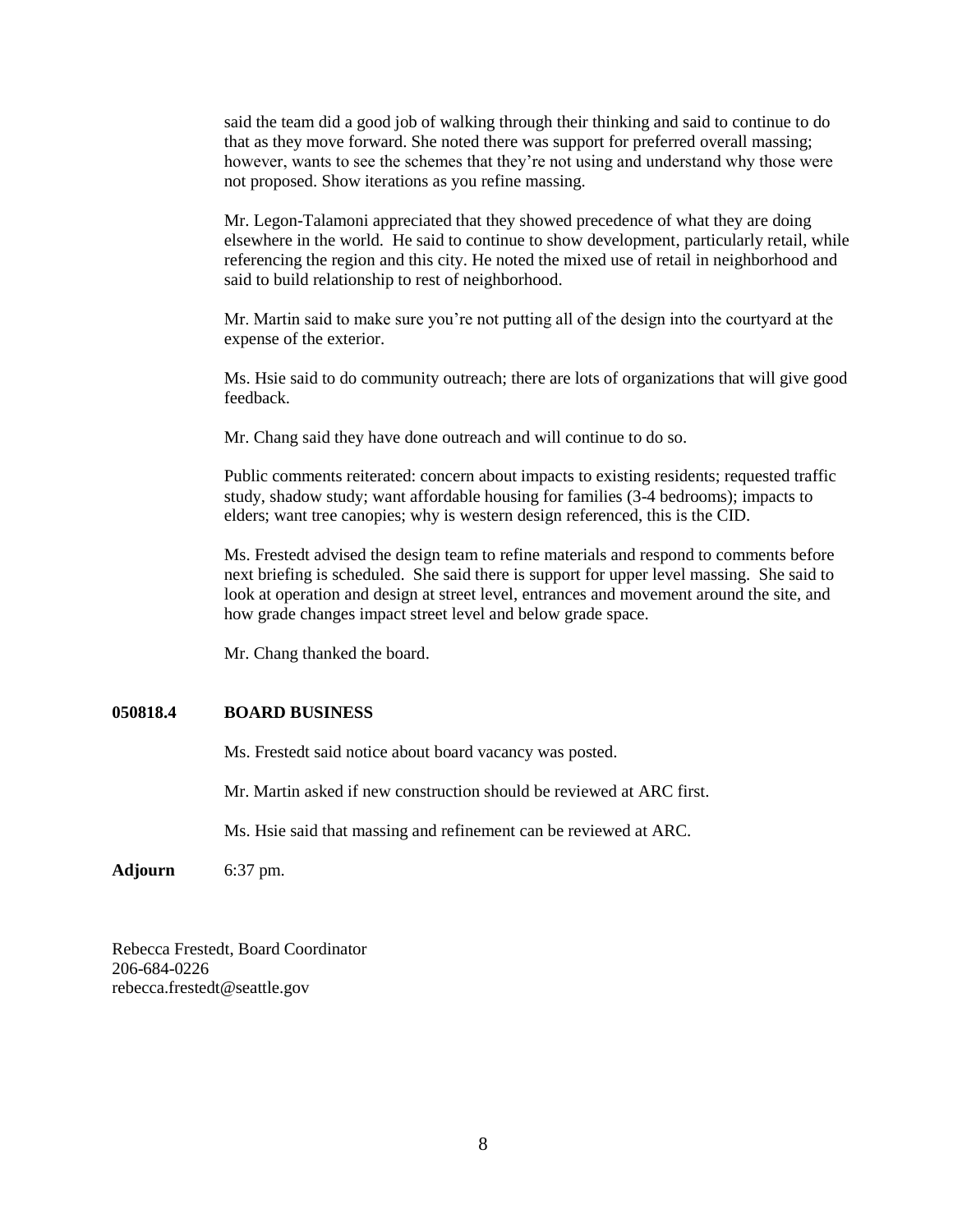said the team did a good job of walking through their thinking and said to continue to do that as they move forward. She noted there was support for preferred overall massing; however, wants to see the schemes that they're not using and understand why those were not proposed. Show iterations as you refine massing.

Mr. Legon-Talamoni appreciated that they showed precedence of what they are doing elsewhere in the world. He said to continue to show development, particularly retail, while referencing the region and this city. He noted the mixed use of retail in neighborhood and said to build relationship to rest of neighborhood.

Mr. Martin said to make sure you're not putting all of the design into the courtyard at the expense of the exterior.

Ms. Hsie said to do community outreach; there are lots of organizations that will give good feedback.

Mr. Chang said they have done outreach and will continue to do so.

Public comments reiterated: concern about impacts to existing residents; requested traffic study, shadow study; want affordable housing for families (3-4 bedrooms); impacts to elders; want tree canopies; why is western design referenced, this is the CID.

Ms. Frestedt advised the design team to refine materials and respond to comments before next briefing is scheduled. She said there is support for upper level massing. She said to look at operation and design at street level, entrances and movement around the site, and how grade changes impact street level and below grade space.

Mr. Chang thanked the board.

**050818.4 BOARD BUSINESS**

Ms. Frestedt said notice about board vacancy was posted.

Mr. Martin asked if new construction should be reviewed at ARC first.

Ms. Hsie said that massing and refinement can be reviewed at ARC.

**Adjourn** 6:37 pm.

Rebecca Frestedt, Board Coordinator
206-684-0226
rebecca.frestedt@seattle.gov